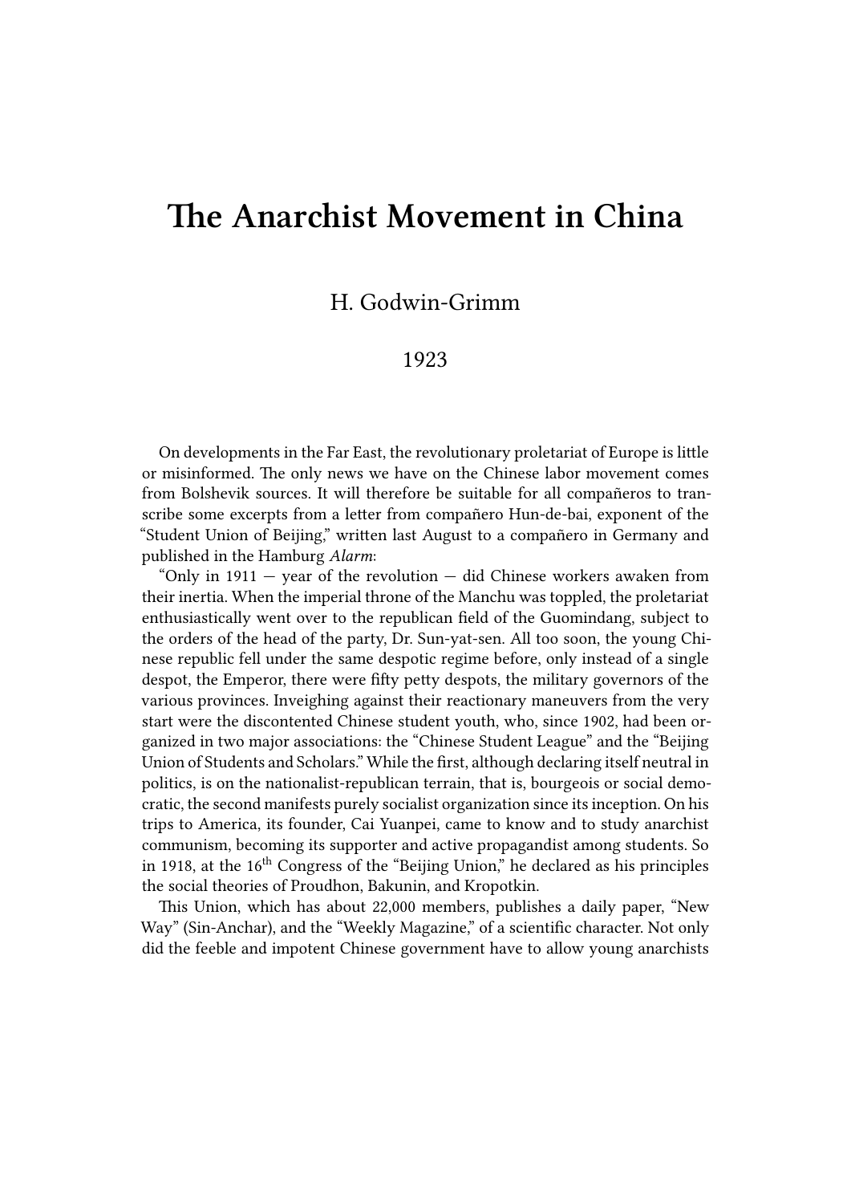# The Anarchist Movement in China

H. Godwin-Grimm

1923

On developments in the Far East, the revolutionary proletariat of Europe is little or misinformed. The only news we have on the Chinese labor movement comes from Bolshevik sources. It will therefore be suitable for all compañeros to transcribe some excerpts from a letter from compañero Hun-de-bai, exponent of the "Student Union of Beijing," written last August to a compañero in Germany and published in the Hamburg *Alarm*:

"Only in 1911 — year of the revolution — did Chinese workers awaken from their inertia. When the imperial throne of the Manchu was toppled, the proletariat enthusiastically went over to the republican field of the Guomindang, subject to the orders of the head of the party, Dr. Sun-yat-sen. All too soon, the young Chinese republic fell under the same despotic regime before, only instead of a single despot, the Emperor, there were fifty petty despots, the military governors of the various provinces. Inveighing against their reactionary maneuvers from the very start were the discontented Chinese student youth, who, since 1902, had been organized in two major associations: the "Chinese Student League" and the "Beijing Union of Students and Scholars." While the first, although declaring itself neutral in politics, is on the nationalist-republican terrain, that is, bourgeois or social democratic, the second manifests purely socialist organization since its inception. On his trips to America, its founder, Cai Yuanpei, came to know and to study anarchist communism, becoming its supporter and active propagandist among students. So in 1918, at the 16th Congress of the "Beijing Union," he declared as his principles the social theories of Proudhon, Bakunin, and Kropotkin.

This Union, which has about 22,000 members, publishes a daily paper, "New Way" (Sin-Anchar), and the "Weekly Magazine," of a scientific character. Not only did the feeble and impotent Chinese government have to allow young anarchists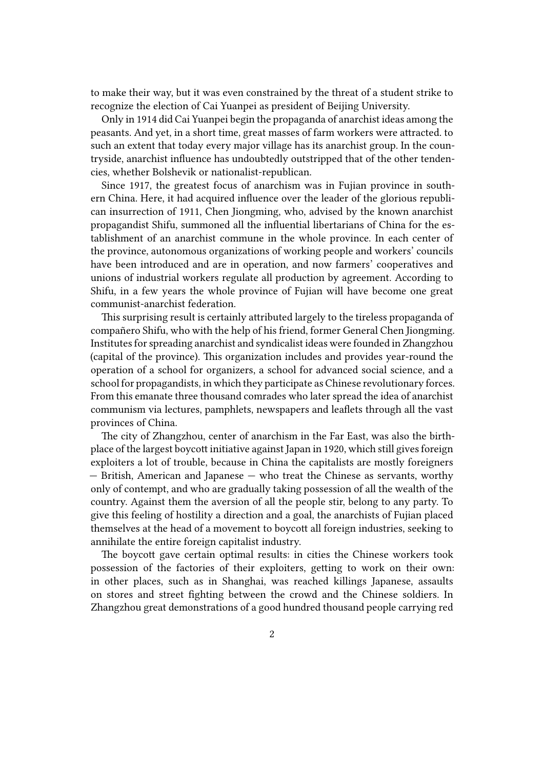to make their way, but it was even constrained by the threat of a student strike to recognize the election of Cai Yuanpei as president of Beijing University.

Only in 1914 did Cai Yuanpei begin the propaganda of anarchist ideas among the peasants. And yet, in a short time, great masses of farm workers were attracted. to such an extent that today every major village has its anarchist group. In the countryside, anarchist influence has undoubtedly outstripped that of the other tendencies, whether Bolshevik or nationalist-republican.

Since 1917, the greatest focus of anarchism was in Fujian province in southern China. Here, it had acquired influence over the leader of the glorious republican insurrection of 1911, Chen Jiongming, who, advised by the known anarchist propagandist Shifu, summoned all the influential libertarians of China for the establishment of an anarchist commune in the whole province. In each center of the province, autonomous organizations of working people and workers' councils have been introduced and are in operation, and now farmers' cooperatives and unions of industrial workers regulate all production by agreement. According to Shifu, in a few years the whole province of Fujian will have become one great communist-anarchist federation.

This surprising result is certainly attributed largely to the tireless propaganda of compañero Shifu, who with the help of his friend, former General Chen Jiongming. Institutes for spreading anarchist and syndicalist ideas were founded in Zhangzhou (capital of the province). This organization includes and provides year-round the operation of a school for organizers, a school for advanced social science, and a school for propagandists, in which they participate as Chinese revolutionary forces. From this emanate three thousand comrades who later spread the idea of anarchist communism via lectures, pamphlets, newspapers and leaflets through all the vast provinces of China.

The city of Zhangzhou, center of anarchism in the Far East, was also the birthplace of the largest boycott initiative against Japan in 1920, which still gives foreign exploiters a lot of trouble, because in China the capitalists are mostly foreigners — British, American and Japanese — who treat the Chinese as servants, worthy only of contempt, and who are gradually taking possession of all the wealth of the country. Against them the aversion of all the people stir, belong to any party. To give this feeling of hostility a direction and a goal, the anarchists of Fujian placed themselves at the head of a movement to boycott all foreign industries, seeking to annihilate the entire foreign capitalist industry.

The boycott gave certain optimal results: in cities the Chinese workers took possession of the factories of their exploiters, getting to work on their own: in other places, such as in Shanghai, was reached killings Japanese, assaults on stores and street fighting between the crowd and the Chinese soldiers. In Zhangzhou great demonstrations of a good hundred thousand people carrying red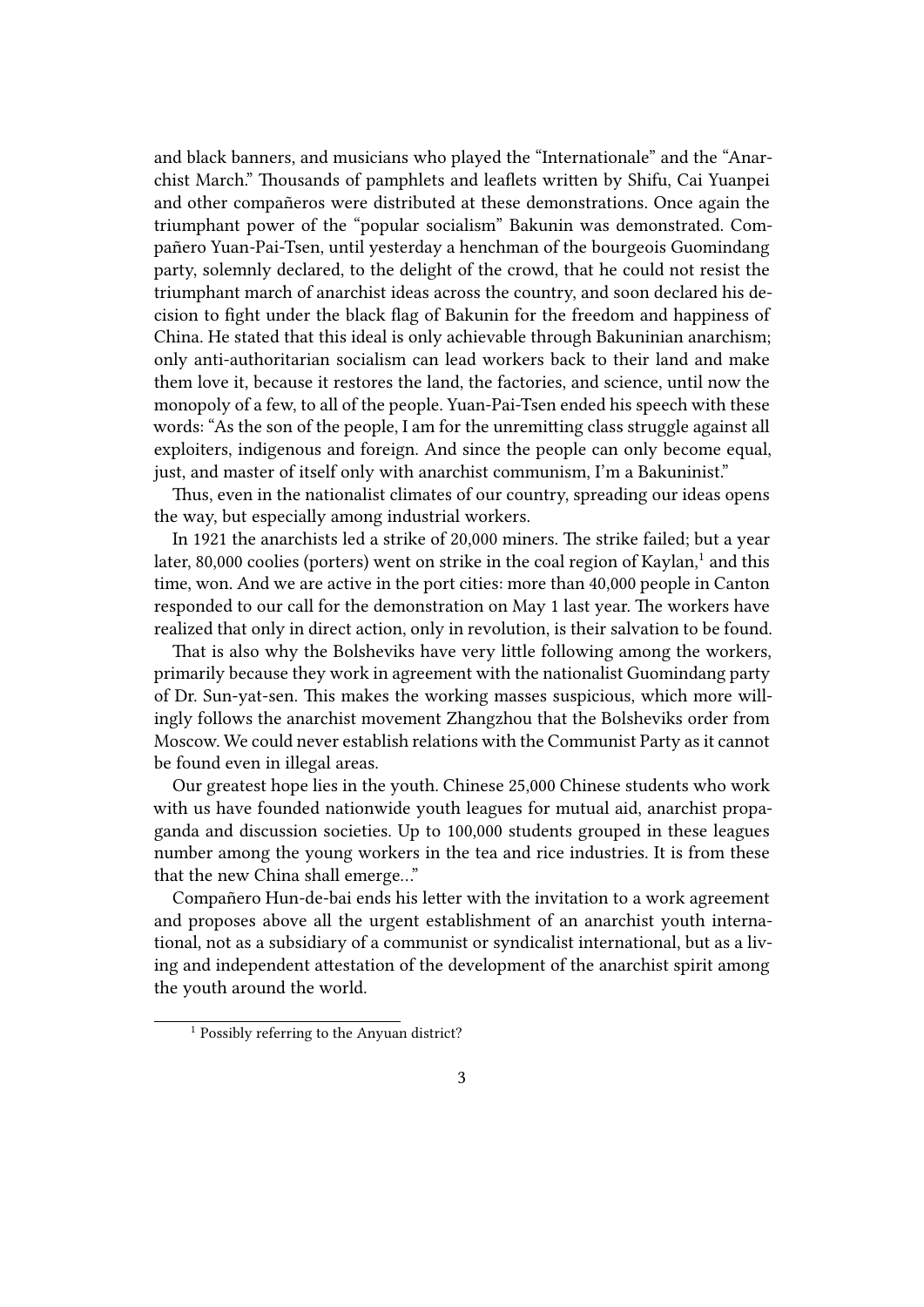and black banners, and musicians who played the "Internationale" and the "Anarchist March." Thousands of pamphlets and leaflets written by Shifu, Cai Yuanpei and other compañeros were distributed at these demonstrations. Once again the triumphant power of the "popular socialism" Bakunin was demonstrated. Compañero Yuan-Pai-Tsen, until yesterday a henchman of the bourgeois Guomindang party, solemnly declared, to the delight of the crowd, that he could not resist the triumphant march of anarchist ideas across the country, and soon declared his decision to fight under the black flag of Bakunin for the freedom and happiness of China. He stated that this ideal is only achievable through Bakuninian anarchism; only anti-authoritarian socialism can lead workers back to their land and make them love it, because it restores the land, the factories, and science, until now the monopoly of a few, to all of the people. Yuan-Pai-Tsen ended his speech with these words: "As the son of the people, I am for the unremitting class struggle against all exploiters, indigenous and foreign. And since the people can only become equal, just, and master of itself only with anarchist communism, I'm a Bakuninist."

Thus, even in the nationalist climates of our country, spreading our ideas opens the way, but especially among industrial workers.

In 1921 the anarchists led a strike of 20,000 miners. The strike failed; but a year later, 80,000 coolies (porters) went on strike in the coal region of Kaylan,[1] and this time, won. And we are active in the port cities: more than 40,000 people in Canton responded to our call for the demonstration on May 1 last year. The workers have realized that only in direct action, only in revolution, is their salvation to be found.

That is also why the Bolsheviks have very little following among the workers, primarily because they work in agreement with the nationalist Guomindang party of Dr. Sun-yat-sen. This makes the working masses suspicious, which more willingly follows the anarchist movement Zhangzhou that the Bolsheviks order from Moscow. We could never establish relations with the Communist Party as it cannot be found even in illegal areas.

Our greatest hope lies in the youth. Chinese 25,000 Chinese students who work with us have founded nationwide youth leagues for mutual aid, anarchist propaganda and discussion societies. Up to 100,000 students grouped in these leagues number among the young workers in the tea and rice industries. It is from these that the new China shall emerge…"

Compañero Hun-de-bai ends his letter with the invitation to a work agreement and proposes above all the urgent establishment of an anarchist youth international, not as a subsidiary of a communist or syndicalist international, but as a living and independent attestation of the development of the anarchist spirit among the youth around the world.

[1] Possibly referring to the Anyuan district?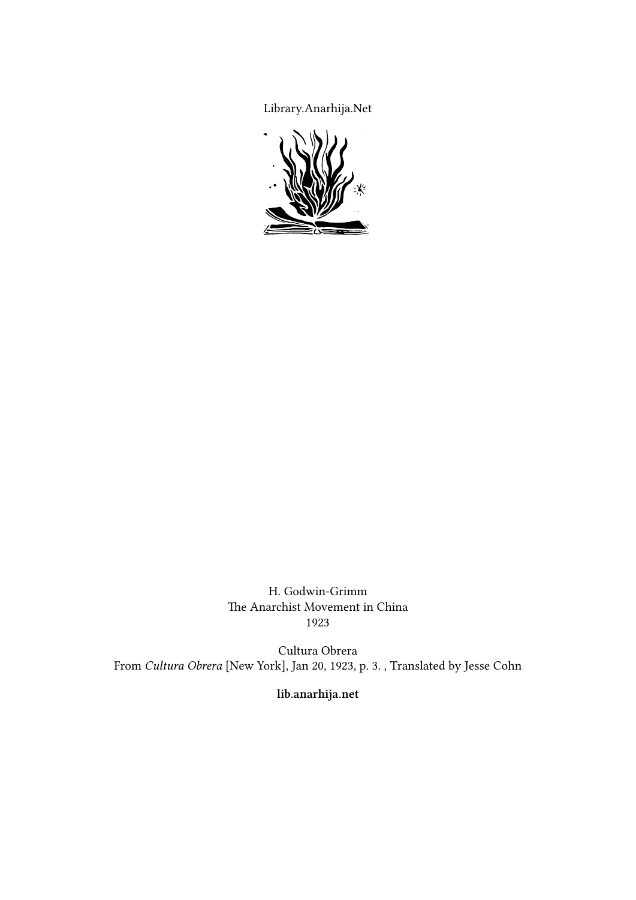Library.Anarhija.Net

H. Godwin-Grimm
The Anarchist Movement in China
1923

Cultura Obrera
From *Cultura Obrera* [New York], Jan 20, 1923, p. 3. , Translated by Jesse Cohn

**lib.anarhija.net**